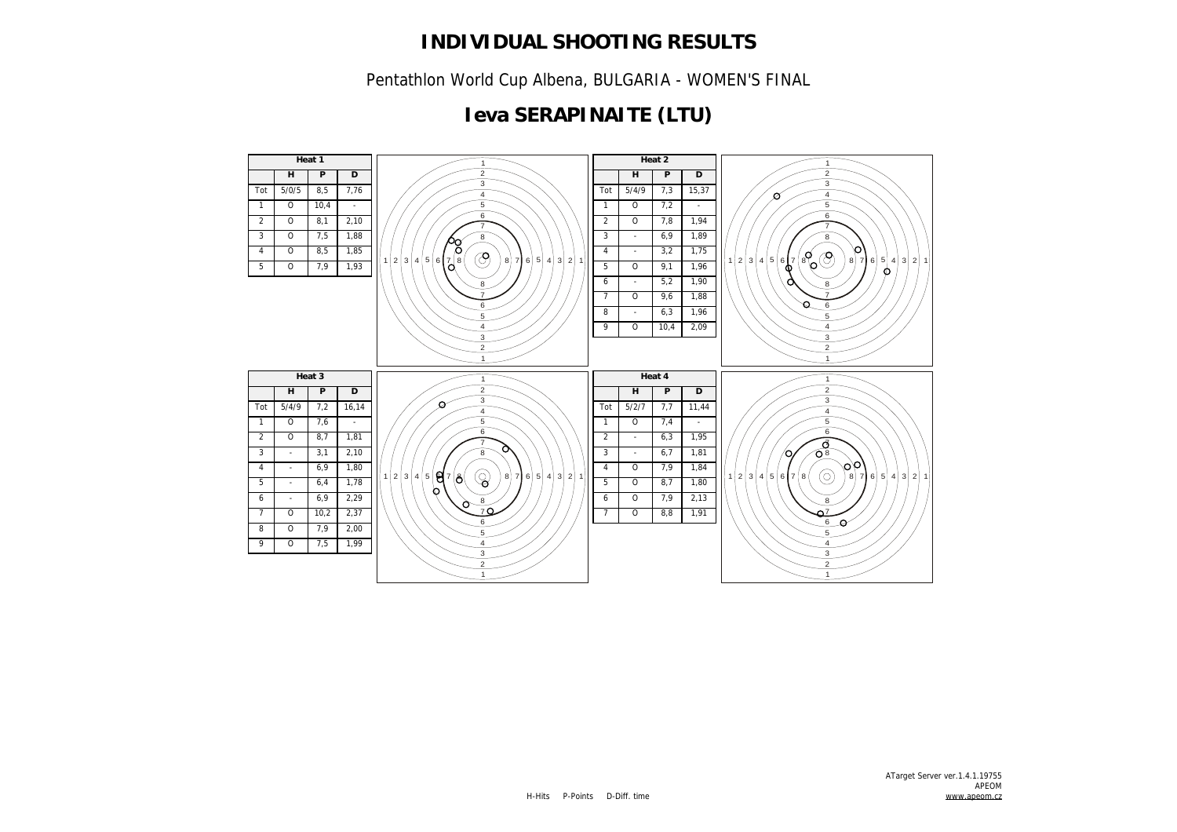# INDIVIDUAL SHOOTING RESULTS

Pentathlon World Cup Albena, BULGARIA - WOMEN'S FINAL

## Ieva SERAPINAITE (LTU)

| Heat 1 | | | |
|---|---|---|---|
| | H | P | D |
| Tot | 5/0/5 | 8,5 | 7,76 |
| 1 | O | 10,4 | - |
| 2 | O | 8,1 | 2,10 |
| 3 | O | 7,5 | 1,88 |
| 4 | O | 8,5 | 1,85 |
| 5 | O | 7,9 | 1,93 |

| Heat 2 | | | |
|---|---|---|---|
| | H | P | D |
| Tot | 5/4/9 | 7,3 | 15,37 |
| 1 | O | 7,2 | - |
| 2 | O | 7,8 | 1,94 |
| 3 | - | 6,9 | 1,89 |
| 4 | - | 3,2 | 1,75 |
| 5 | O | 9,1 | 1,96 |
| 6 | - | 5,2 | 1,90 |
| 7 | O | 9,6 | 1,88 |
| 8 | - | 6,3 | 1,96 |
| 9 | O | 10,4 | 2,09 |

| Heat 3 | | | |
|---|---|---|---|
| | H | P | D |
| Tot | 5/4/9 | 7,2 | 16,14 |
| 1 | O | 7,6 | - |
| 2 | O | 8,7 | 1,81 |
| 3 | - | 3,1 | 2,10 |
| 4 | - | 6,9 | 1,80 |
| 5 | - | 6,4 | 1,78 |
| 6 | - | 6,9 | 2,29 |
| 7 | O | 10,2 | 2,37 |
| 8 | O | 7,9 | 2,00 |
| 9 | O | 7,5 | 1,99 |

| Heat 4 | | | |
|---|---|---|---|
| | H | P | D |
| Tot | 5/2/7 | 7,7 | 11,44 |
| 1 | O | 7,4 | - |
| 2 | - | 6,3 | 1,95 |
| 3 | - | 6,7 | 1,81 |
| 4 | O | 7,9 | 1,84 |
| 5 | O | 8,7 | 1,80 |
| 6 | O | 7,9 | 2,13 |
| 7 | O | 8,8 | 1,91 |

H-Hits P-Points D-Diff. time

ATarget Server ver.1.4.1.19755
APEOM
www.apeom.cz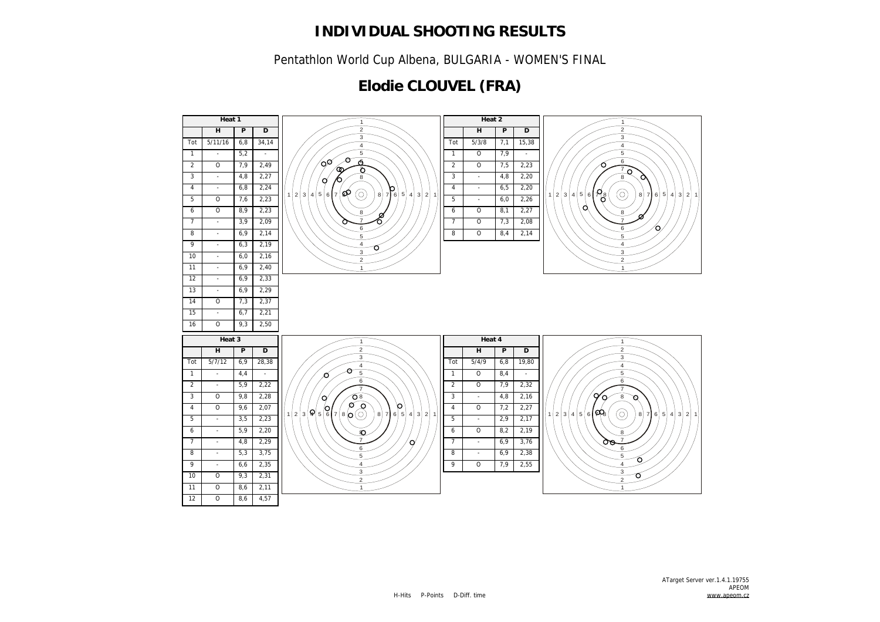# INDIVIDUAL SHOOTING RESULTS

Pentathlon World Cup Albena, BULGARIA - WOMEN'S FINAL

## Elodie CLOUVEL (FRA)

**Heat 1**

| | H | P | D |
|---|---|---|---|
| Tot | 5/11/16 | 6,8 | 34,14 |
| 1 | - | 5,2 | - |
| 2 | O | 7,9 | 2,49 |
| 3 | - | 4,8 | 2,27 |
| 4 | - | 6,8 | 2,24 |
| 5 | O | 7,6 | 2,23 |
| 6 | O | 8,9 | 2,23 |
| 7 | - | 3,9 | 2,09 |
| 8 | - | 6,9 | 2,14 |
| 9 | - | 6,3 | 2,19 |
| 10 | - | 6,0 | 2,16 |
| 11 | - | 6,9 | 2,40 |
| 12 | - | 6,9 | 2,33 |
| 13 | - | 6,9 | 2,29 |
| 14 | O | 7,3 | 2,37 |
| 15 | - | 6,7 | 2,21 |
| 16 | O | 9,3 | 2,50 |

**Heat 2**

| | H | P | D |
|---|---|---|---|
| Tot | 5/3/8 | 7,1 | 15,38 |
| 1 | O | 7,9 | - |
| 2 | O | 7,5 | 2,23 |
| 3 | - | 4,8 | 2,20 |
| 4 | - | 6,5 | 2,20 |
| 5 | - | 6,0 | 2,26 |
| 6 | O | 8,1 | 2,27 |
| 7 | O | 7,3 | 2,08 |
| 8 | O | 8,4 | 2,14 |

**Heat 3**

| | H | P | D |
|---|---|---|---|
| Tot | 5/7/12 | 6,9 | 28,38 |
| 1 | - | 4,4 | - |
| 2 | - | 5,9 | 2,22 |
| 3 | O | 9,8 | 2,28 |
| 4 | O | 9,6 | 2,07 |
| 5 | - | 3,5 | 2,23 |
| 6 | - | 5,9 | 2,20 |
| 7 | - | 4,8 | 2,29 |
| 8 | - | 5,3 | 3,75 |
| 9 | - | 6,6 | 2,35 |
| 10 | O | 9,3 | 2,31 |
| 11 | O | 8,6 | 2,11 |
| 12 | O | 8,6 | 4,57 |

**Heat 4**

| | H | P | D |
|---|---|---|---|
| Tot | 5/4/9 | 6,8 | 19,80 |
| 1 | O | 8,4 | - |
| 2 | O | 7,9 | 2,32 |
| 3 | - | 4,8 | 2,16 |
| 4 | O | 7,2 | 2,27 |
| 5 | - | 2,9 | 2,17 |
| 6 | O | 8,2 | 2,19 |
| 7 | - | 6,9 | 3,76 |
| 8 | - | 6,9 | 2,38 |
| 9 | O | 7,9 | 2,55 |

H-Hits P-Points D-Diff. time

ATarget Server ver.1.4.1.19755
APEOM
www.apeom.cz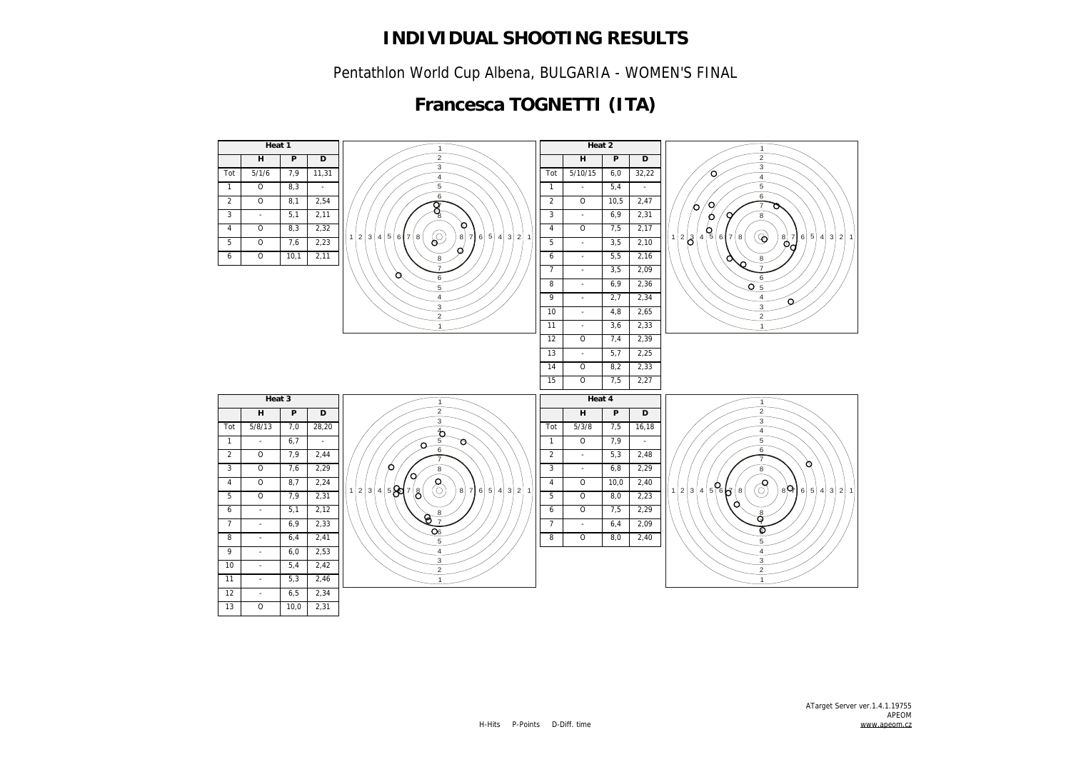# INDIVIDUAL SHOOTING RESULTS

Pentathlon World Cup Albena, BULGARIA - WOMEN'S FINAL

## Francesca TOGNETTI (ITA)

**Heat 1**

| | H | P | D |
|---|---|---|---|
| Tot | 5/1/6 | 7,9 | 11,31 |
| 1 | O | 8,3 | - |
| 2 | O | 8,1 | 2,54 |
| 3 | - | 5,1 | 2,11 |
| 4 | O | 8,3 | 2,32 |
| 5 | O | 7,6 | 2,23 |
| 6 | O | 10,1 | 2,11 |

**Heat 2**

| | H | P | D |
|---|---|---|---|
| Tot | 5/10/15 | 6,0 | 32,22 |
| 1 | - | 5,4 | - |
| 2 | O | 10,5 | 2,47 |
| 3 | - | 6,9 | 2,31 |
| 4 | O | 7,5 | 2,17 |
| 5 | - | 3,5 | 2,10 |
| 6 | - | 5,5 | 2,16 |
| 7 | - | 3,5 | 2,09 |
| 8 | - | 6,9 | 2,36 |
| 9 | - | 2,7 | 2,34 |
| 10 | - | 4,8 | 2,65 |
| 11 | - | 3,6 | 2,33 |
| 12 | O | 7,4 | 2,39 |
| 13 | - | 5,7 | 2,25 |
| 14 | O | 8,2 | 2,33 |
| 15 | O | 7,5 | 2,27 |

**Heat 3**

| | H | P | D |
|---|---|---|---|
| Tot | 5/8/13 | 7,0 | 28,20 |
| 1 | - | 6,7 | - |
| 2 | O | 7,9 | 2,44 |
| 3 | O | 7,6 | 2,29 |
| 4 | O | 8,7 | 2,24 |
| 5 | O | 7,9 | 2,31 |
| 6 | - | 5,1 | 2,12 |
| 7 | - | 6,9 | 2,33 |
| 8 | - | 6,4 | 2,41 |
| 9 | - | 6,0 | 2,53 |
| 10 | - | 5,4 | 2,42 |
| 11 | - | 5,3 | 2,46 |
| 12 | - | 6,5 | 2,34 |
| 13 | O | 10,0 | 2,31 |

**Heat 4**

| | H | P | D |
|---|---|---|---|
| Tot | 5/3/8 | 7,5 | 16,18 |
| 1 | O | 7,9 | - |
| 2 | - | 5,3 | 2,48 |
| 3 | - | 6,8 | 2,29 |
| 4 | O | 10,0 | 2,40 |
| 5 | O | 8,0 | 2,23 |
| 6 | O | 7,5 | 2,29 |
| 7 | - | 6,4 | 2,09 |
| 8 | O | 8,0 | 2,40 |

H-Hits P-Points D-Diff. time

ATarget Server ver.1.4.1.19755
APEOM
www.apeom.cz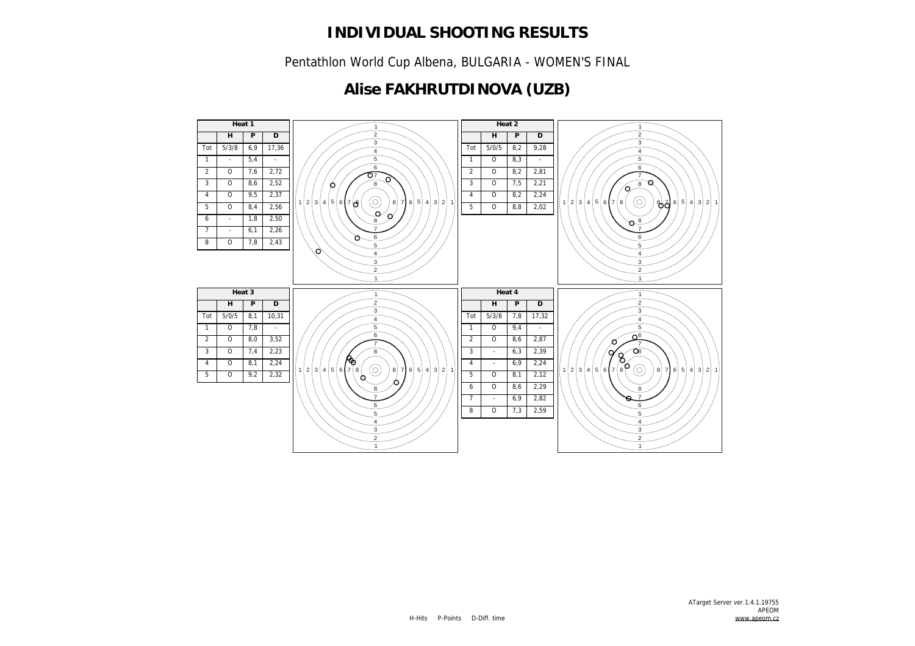# INDIVIDUAL SHOOTING RESULTS

Pentathlon World Cup Albena, BULGARIA - WOMEN'S FINAL

## Alise FAKHRUTDINOVA (UZB)

**Heat 1**

| | H | P | D |
|---|---|---|---|
| Tot | 5/3/8 | 6,9 | 17,36 |
| 1 | - | 5,4 | - |
| 2 | O | 7,6 | 2,72 |
| 3 | O | 8,6 | 2,52 |
| 4 | O | 9,5 | 2,37 |
| 5 | O | 8,4 | 2,56 |
| 6 | - | 1,8 | 2,50 |
| 7 | - | 6,1 | 2,26 |
| 8 | O | 7,8 | 2,43 |

**Heat 2**

| | H | P | D |
|---|---|---|---|
| Tot | 5/0/5 | 8,2 | 9,28 |
| 1 | O | 8,3 | - |
| 2 | O | 8,2 | 2,81 |
| 3 | O | 7,5 | 2,21 |
| 4 | O | 8,2 | 2,24 |
| 5 | O | 8,8 | 2,02 |

**Heat 3**

| | H | P | D |
|---|---|---|---|
| Tot | 5/0/5 | 8,1 | 10,31 |
| 1 | O | 7,8 | - |
| 2 | O | 8,0 | 3,52 |
| 3 | O | 7,4 | 2,23 |
| 4 | O | 8,1 | 2,24 |
| 5 | O | 9,2 | 2,32 |

**Heat 4**

| | H | P | D |
|---|---|---|---|
| Tot | 5/3/8 | 7,8 | 17,32 |
| 1 | O | 9,4 | - |
| 2 | O | 8,6 | 2,87 |
| 3 | - | 6,3 | 2,39 |
| 4 | - | 6,9 | 2,24 |
| 5 | O | 8,1 | 2,12 |
| 6 | O | 8,6 | 2,29 |
| 7 | - | 6,9 | 2,82 |
| 8 | O | 7,3 | 2,59 |

H-Hits P-Points D-Diff. time

ATarget Server ver.1.4.1.19755
APEOM
www.apeom.cz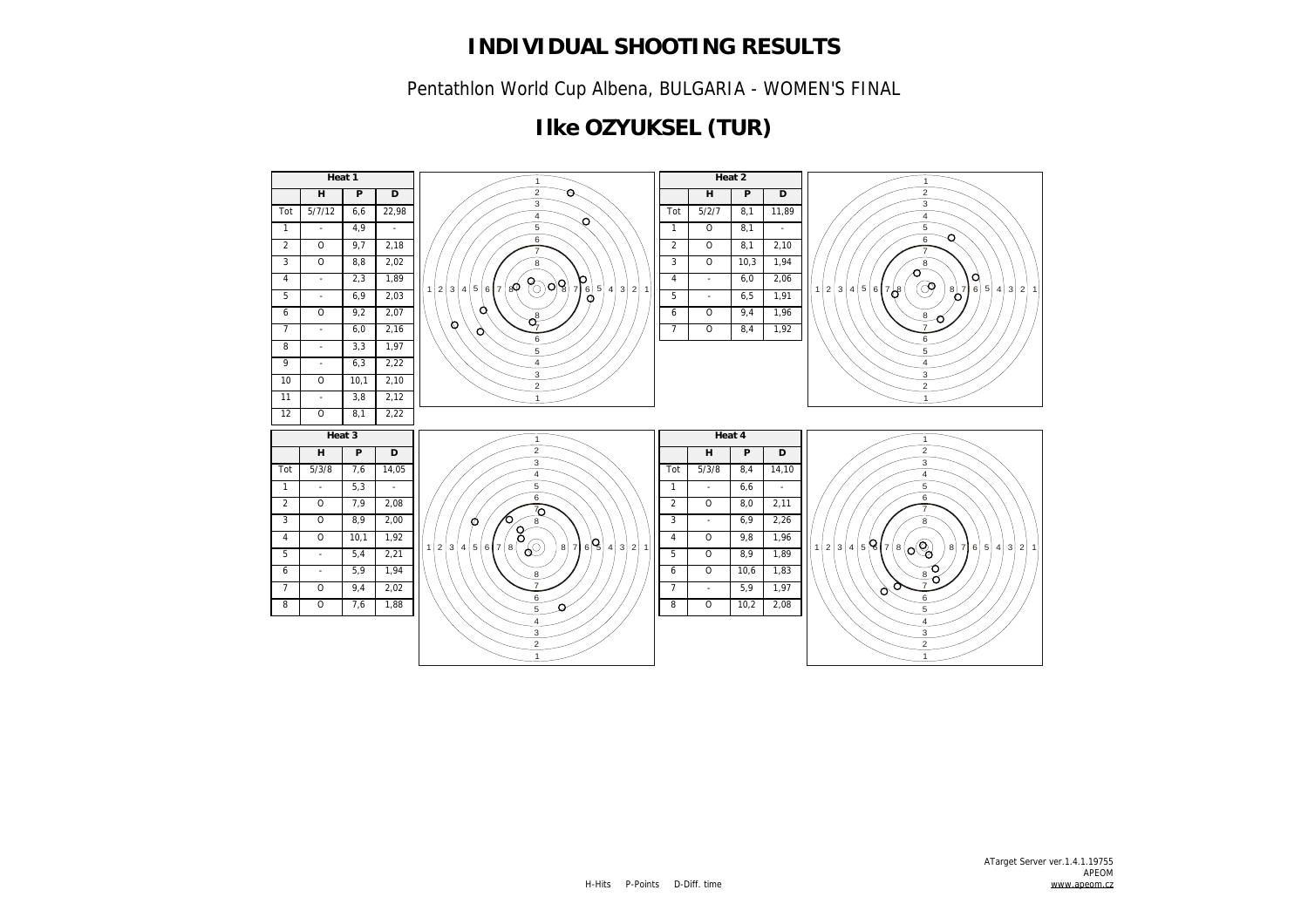# INDIVIDUAL SHOOTING RESULTS

Pentathlon World Cup Albena, BULGARIA - WOMEN'S FINAL

## Ilke OZYUKSEL (TUR)

**Heat 1**

| | H | P | D |
|---|---|---|---|
| Tot | 5/7/12 | 6,6 | 22,98 |
| 1 | - | 4,9 | - |
| 2 | O | 9,7 | 2,18 |
| 3 | O | 8,8 | 2,02 |
| 4 | - | 2,3 | 1,89 |
| 5 | - | 6,9 | 2,03 |
| 6 | O | 9,2 | 2,07 |
| 7 | - | 6,0 | 2,16 |
| 8 | - | 3,3 | 1,97 |
| 9 | - | 6,3 | 2,22 |
| 10 | O | 10,1 | 2,10 |
| 11 | - | 3,8 | 2,12 |
| 12 | O | 8,1 | 2,22 |

**Heat 2**

| | H | P | D |
|---|---|---|---|
| Tot | 5/2/7 | 8,1 | 11,89 |
| 1 | O | 8,1 | - |
| 2 | O | 8,1 | 2,10 |
| 3 | O | 10,3 | 1,94 |
| 4 | - | 6,0 | 2,06 |
| 5 | - | 6,5 | 1,91 |
| 6 | O | 9,4 | 1,96 |
| 7 | O | 8,4 | 1,92 |

**Heat 3**

| | H | P | D |
|---|---|---|---|
| Tot | 5/3/8 | 7,6 | 14,05 |
| 1 | - | 5,3 | - |
| 2 | O | 7,9 | 2,08 |
| 3 | O | 8,9 | 2,00 |
| 4 | O | 10,1 | 1,92 |
| 5 | - | 5,4 | 2,21 |
| 6 | - | 5,9 | 1,94 |
| 7 | O | 9,4 | 2,02 |
| 8 | O | 7,6 | 1,88 |

**Heat 4**

| | H | P | D |
|---|---|---|---|
| Tot | 5/3/8 | 8,4 | 14,10 |
| 1 | - | 6,6 | - |
| 2 | O | 8,0 | 2,11 |
| 3 | - | 6,9 | 2,26 |
| 4 | O | 9,8 | 1,96 |
| 5 | O | 8,9 | 1,89 |
| 6 | O | 10,6 | 1,83 |
| 7 | - | 5,9 | 1,97 |
| 8 | O | 10,2 | 2,08 |

H-Hits P-Points D-Diff. time

ATarget Server ver.1.4.1.19755
APEOM
www.apeom.cz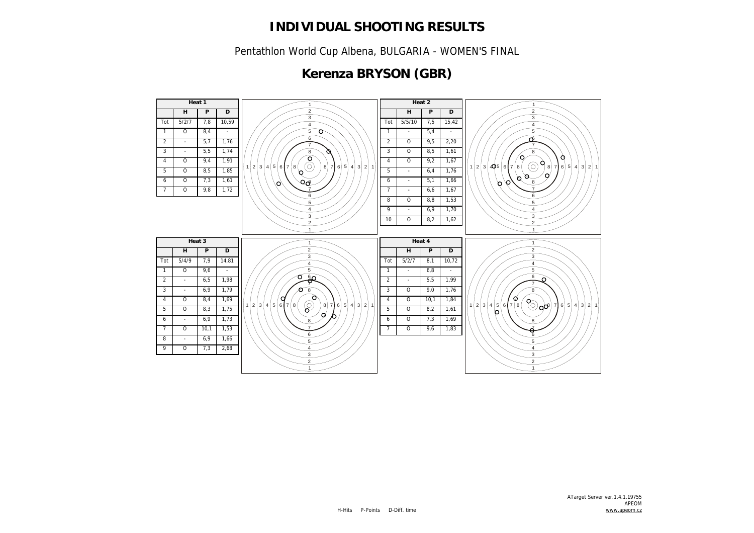# INDIVIDUAL SHOOTING RESULTS

Pentathlon World Cup Albena, BULGARIA - WOMEN'S FINAL

## Kerenza BRYSON (GBR)

**Heat 1**

| | H | P | D |
|---|---|---|---|
| Tot | 5/2/7 | 7,8 | 10,59 |
| 1 | O | 8,4 | - |
| 2 | - | 5,7 | 1,76 |
| 3 | - | 5,5 | 1,74 |
| 4 | O | 9,4 | 1,91 |
| 5 | O | 8,5 | 1,85 |
| 6 | O | 7,3 | 1,61 |
| 7 | O | 9,8 | 1,72 |

**Heat 2**

| | H | P | D |
|---|---|---|---|
| Tot | 5/5/10 | 7,5 | 15,42 |
| 1 | - | 5,4 | - |
| 2 | O | 9,5 | 2,20 |
| 3 | O | 8,5 | 1,61 |
| 4 | O | 9,2 | 1,67 |
| 5 | - | 6,4 | 1,76 |
| 6 | - | 5,1 | 1,66 |
| 7 | - | 6,6 | 1,67 |
| 8 | O | 8,8 | 1,53 |
| 9 | - | 6,9 | 1,70 |
| 10 | O | 8,2 | 1,62 |

**Heat 3**

| | H | P | D |
|---|---|---|---|
| Tot | 5/4/9 | 7,9 | 14,81 |
| 1 | O | 9,6 | - |
| 2 | - | 6,5 | 1,98 |
| 3 | - | 6,9 | 1,79 |
| 4 | O | 8,4 | 1,69 |
| 5 | O | 8,3 | 1,75 |
| 6 | - | 6,9 | 1,73 |
| 7 | O | 10,1 | 1,53 |
| 8 | - | 6,9 | 1,66 |
| 9 | O | 7,3 | 2,68 |

**Heat 4**

| | H | P | D |
|---|---|---|---|
| Tot | 5/2/7 | 8,1 | 10,72 |
| 1 | - | 6,8 | - |
| 2 | - | 5,5 | 1,99 |
| 3 | O | 9,0 | 1,76 |
| 4 | O | 10,1 | 1,84 |
| 5 | O | 8,2 | 1,61 |
| 6 | O | 7,3 | 1,69 |
| 7 | O | 9,6 | 1,83 |

H-Hits P-Points D-Diff. time

ATarget Server ver.1.4.1.19755
APEOM
www.apeom.cz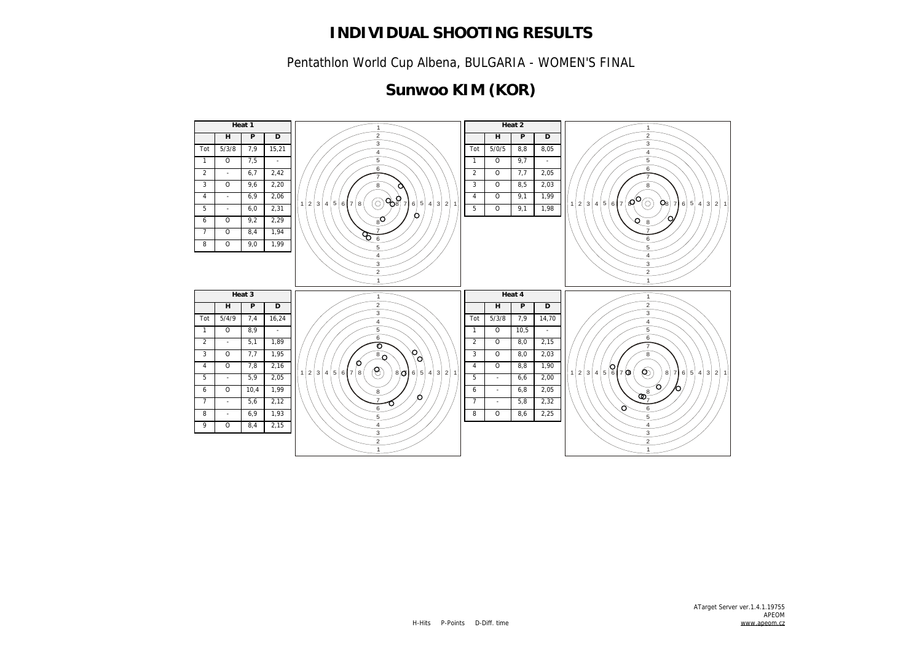# INDIVIDUAL SHOOTING RESULTS

Pentathlon World Cup Albena, BULGARIA - WOMEN'S FINAL

## Sunwoo KIM (KOR)

**Heat 1**

| | H | P | D |
|---|---|---|---|
| Tot | 5/3/8 | 7,9 | 15,21 |
| 1 | O | 7,5 | - |
| 2 | - | 6,7 | 2,42 |
| 3 | O | 9,6 | 2,20 |
| 4 | - | 6,9 | 2,06 |
| 5 | - | 6,0 | 2,31 |
| 6 | O | 9,2 | 2,29 |
| 7 | O | 8,4 | 1,94 |
| 8 | O | 9,0 | 1,99 |

**Heat 2**

| | H | P | D |
|---|---|---|---|
| Tot | 5/0/5 | 8,8 | 8,05 |
| 1 | O | 9,7 | - |
| 2 | O | 7,7 | 2,05 |
| 3 | O | 8,5 | 2,03 |
| 4 | O | 9,1 | 1,99 |
| 5 | O | 9,1 | 1,98 |

**Heat 3**

| | H | P | D |
|---|---|---|---|
| Tot | 5/4/9 | 7,4 | 16,24 |
| 1 | O | 8,9 | - |
| 2 | - | 5,1 | 1,89 |
| 3 | O | 7,7 | 1,95 |
| 4 | O | 7,8 | 2,16 |
| 5 | - | 5,9 | 2,05 |
| 6 | O | 10,4 | 1,99 |
| 7 | - | 5,6 | 2,12 |
| 8 | - | 6,9 | 1,93 |
| 9 | O | 8,4 | 2,15 |

**Heat 4**

| | H | P | D |
|---|---|---|---|
| Tot | 5/3/8 | 7,9 | 14,70 |
| 1 | O | 10,5 | - |
| 2 | O | 8,0 | 2,15 |
| 3 | O | 8,0 | 2,03 |
| 4 | O | 8,8 | 1,90 |
| 5 | - | 6,6 | 2,00 |
| 6 | - | 6,8 | 2,05 |
| 7 | - | 5,8 | 2,32 |
| 8 | O | 8,6 | 2,25 |

H-Hits P-Points D-Diff. time

ATarget Server ver.1.4.1.19755
APEOM
www.apeom.cz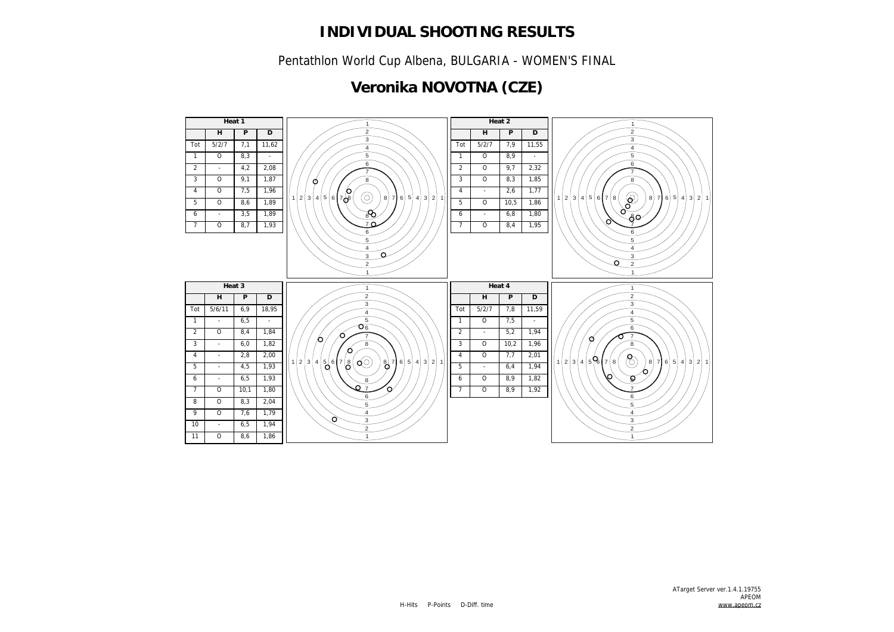# INDIVIDUAL SHOOTING RESULTS

Pentathlon World Cup Albena, BULGARIA - WOMEN'S FINAL

## Veronika NOVOTNA (CZE)

**Heat 1**

| | H | P | D |
|---|---|---|---|
| Tot | 5/2/7 | 7,1 | 11,62 |
| 1 | O | 8,3 | - |
| 2 | - | 4,2 | 2,08 |
| 3 | O | 9,1 | 1,87 |
| 4 | O | 7,5 | 1,96 |
| 5 | O | 8,6 | 1,89 |
| 6 | - | 3,5 | 1,89 |
| 7 | O | 8,7 | 1,93 |

**Heat 2**

| | H | P | D |
|---|---|---|---|
| Tot | 5/2/7 | 7,9 | 11,55 |
| 1 | O | 8,9 | - |
| 2 | O | 9,7 | 2,32 |
| 3 | O | 8,3 | 1,85 |
| 4 | - | 2,6 | 1,77 |
| 5 | O | 10,5 | 1,86 |
| 6 | - | 6,8 | 1,80 |
| 7 | O | 8,4 | 1,95 |

**Heat 3**

| | H | P | D |
|---|---|---|---|
| Tot | 5/6/11 | 6,9 | 18,95 |
| 1 | - | 6,5 | - |
| 2 | O | 8,4 | 1,84 |
| 3 | - | 6,0 | 1,82 |
| 4 | - | 2,8 | 2,00 |
| 5 | - | 4,5 | 1,93 |
| 6 | - | 6,5 | 1,93 |
| 7 | O | 10,1 | 1,80 |
| 8 | O | 8,3 | 2,04 |
| 9 | O | 7,6 | 1,79 |
| 10 | - | 6,5 | 1,94 |
| 11 | O | 8,6 | 1,86 |

**Heat 4**

| | H | P | D |
|---|---|---|---|
| Tot | 5/2/7 | 7,8 | 11,59 |
| 1 | O | 7,5 | - |
| 2 | - | 5,2 | 1,94 |
| 3 | O | 10,2 | 1,96 |
| 4 | O | 7,7 | 2,01 |
| 5 | - | 6,4 | 1,94 |
| 6 | O | 8,9 | 1,82 |
| 7 | O | 8,9 | 1,92 |

H-Hits P-Points D-Diff. time

ATarget Server ver.1.4.1.19755
APEOM
www.apeom.cz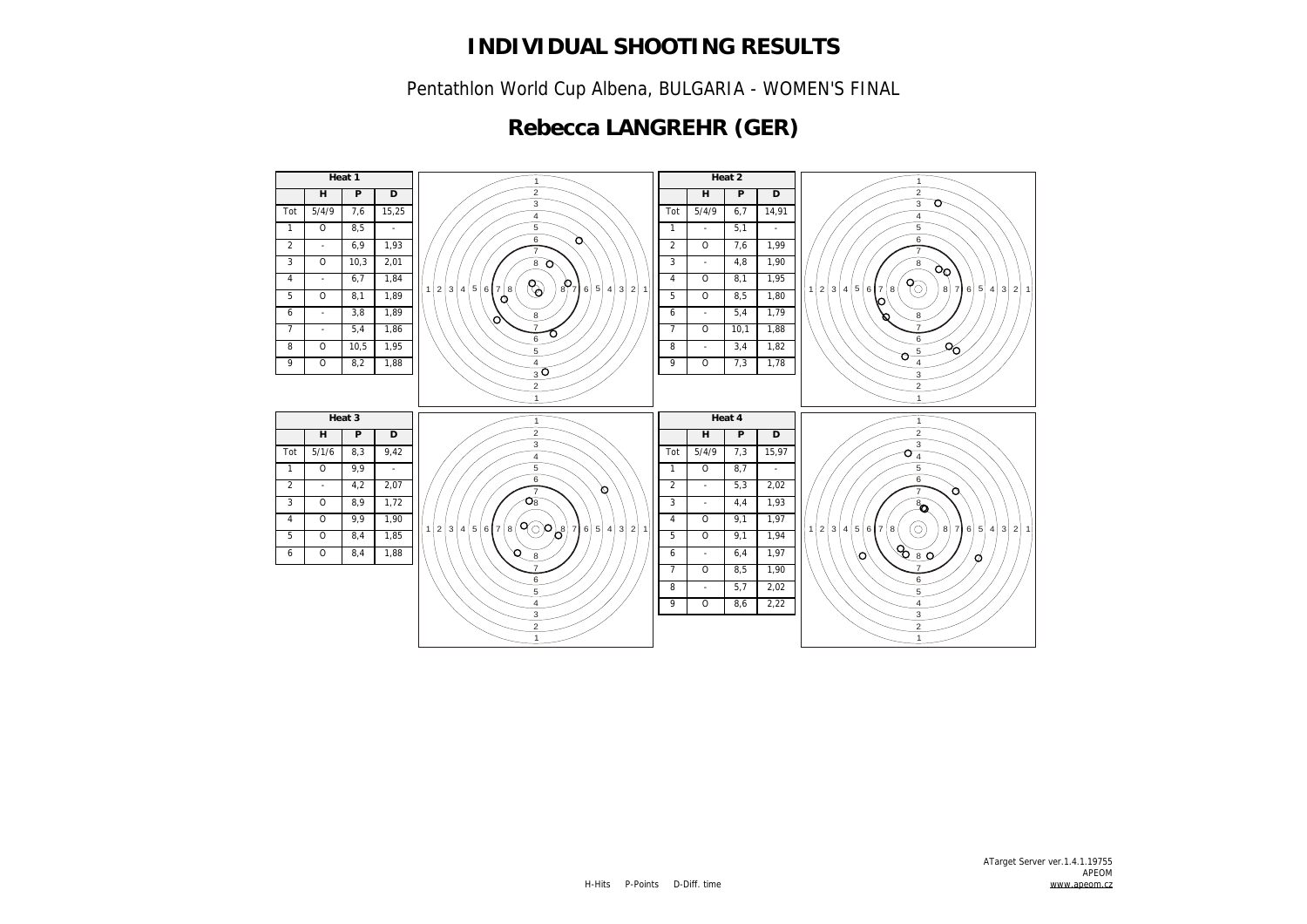# INDIVIDUAL SHOOTING RESULTS

Pentathlon World Cup Albena, BULGARIA - WOMEN'S FINAL

## Rebecca LANGREHR (GER)

**Heat 1**

| | H | P | D |
|---|---|---|---|
| Tot | 5/4/9 | 7,6 | 15,25 |
| 1 | O | 8,5 | - |
| 2 | - | 6,9 | 1,93 |
| 3 | O | 10,3 | 2,01 |
| 4 | - | 6,7 | 1,84 |
| 5 | O | 8,1 | 1,89 |
| 6 | - | 3,8 | 1,89 |
| 7 | - | 5,4 | 1,86 |
| 8 | O | 10,5 | 1,95 |
| 9 | O | 8,2 | 1,88 |

**Heat 2**

| | H | P | D |
|---|---|---|---|
| Tot | 5/4/9 | 6,7 | 14,91 |
| 1 | - | 5,1 | - |
| 2 | O | 7,6 | 1,99 |
| 3 | - | 4,8 | 1,90 |
| 4 | O | 8,1 | 1,95 |
| 5 | O | 8,5 | 1,80 |
| 6 | - | 5,4 | 1,79 |
| 7 | O | 10,1 | 1,88 |
| 8 | - | 3,4 | 1,82 |
| 9 | O | 7,3 | 1,78 |

**Heat 3**

| | H | P | D |
|---|---|---|---|
| Tot | 5/1/6 | 8,3 | 9,42 |
| 1 | O | 9,9 | - |
| 2 | - | 4,2 | 2,07 |
| 3 | O | 8,9 | 1,72 |
| 4 | O | 9,9 | 1,90 |
| 5 | O | 8,4 | 1,85 |
| 6 | O | 8,4 | 1,88 |

**Heat 4**

| | H | P | D |
|---|---|---|---|
| Tot | 5/4/9 | 7,3 | 15,97 |
| 1 | O | 8,7 | - |
| 2 | - | 5,3 | 2,02 |
| 3 | - | 4,4 | 1,93 |
| 4 | O | 9,1 | 1,97 |
| 5 | O | 9,1 | 1,94 |
| 6 | - | 6,4 | 1,97 |
| 7 | O | 8,5 | 1,90 |
| 8 | - | 5,7 | 2,02 |
| 9 | O | 8,6 | 2,22 |

H-Hits P-Points D-Diff. time

ATarget Server ver.1.4.1.19755
APEOM
www.apeom.cz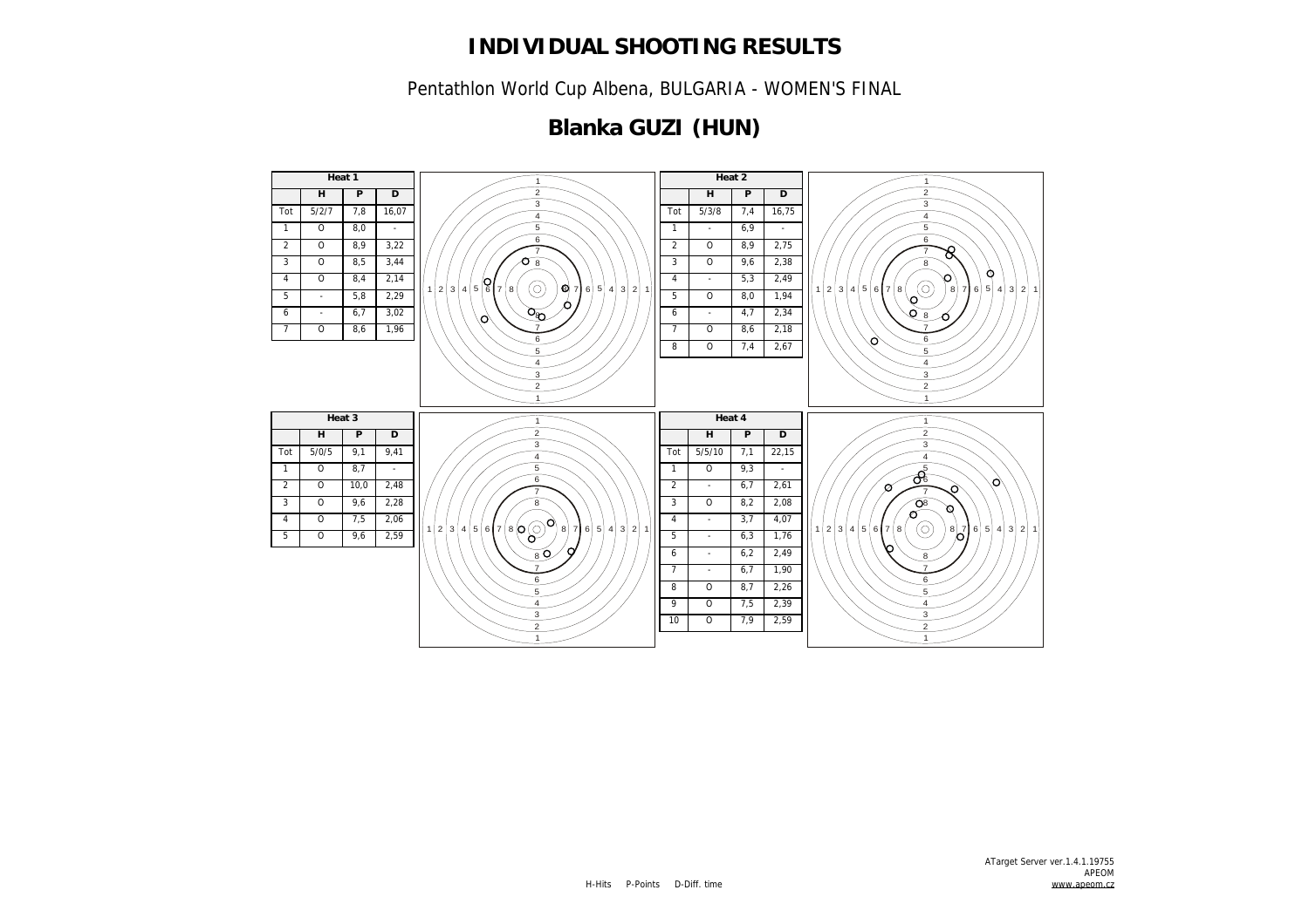# INDIVIDUAL SHOOTING RESULTS

Pentathlon World Cup Albena, BULGARIA - WOMEN'S FINAL

## Blanka GUZI (HUN)

**Heat 1**

| | H | P | D |
|---|---|---|---|
| Tot | 5/2/7 | 7,8 | 16,07 |
| 1 | O | 8,0 | - |
| 2 | O | 8,9 | 3,22 |
| 3 | O | 8,5 | 3,44 |
| 4 | O | 8,4 | 2,14 |
| 5 | - | 5,8 | 2,29 |
| 6 | - | 6,7 | 3,02 |
| 7 | O | 8,6 | 1,96 |

**Heat 2**

| | H | P | D |
|---|---|---|---|
| Tot | 5/3/8 | 7,4 | 16,75 |
| 1 | - | 6,9 | - |
| 2 | O | 8,9 | 2,75 |
| 3 | O | 9,6 | 2,38 |
| 4 | - | 5,3 | 2,49 |
| 5 | O | 8,0 | 1,94 |
| 6 | - | 4,7 | 2,34 |
| 7 | O | 8,6 | 2,18 |
| 8 | O | 7,4 | 2,67 |

**Heat 3**

| | H | P | D |
|---|---|---|---|
| Tot | 5/0/5 | 9,1 | 9,41 |
| 1 | O | 8,7 | - |
| 2 | O | 10,0 | 2,48 |
| 3 | O | 9,6 | 2,28 |
| 4 | O | 7,5 | 2,06 |
| 5 | O | 9,6 | 2,59 |

**Heat 4**

| | H | P | D |
|---|---|---|---|
| Tot | 5/5/10 | 7,1 | 22,15 |
| 1 | O | 9,3 | - |
| 2 | - | 6,7 | 2,61 |
| 3 | O | 8,2 | 2,08 |
| 4 | - | 3,7 | 4,07 |
| 5 | - | 6,3 | 1,76 |
| 6 | - | 6,2 | 2,49 |
| 7 | - | 6,7 | 1,90 |
| 8 | O | 8,7 | 2,26 |
| 9 | O | 7,5 | 2,39 |
| 10 | O | 7,9 | 2,59 |

H-Hits P-Points D-Diff. time

ATarget Server ver.1.4.1.19755
APEOM
www.apeom.cz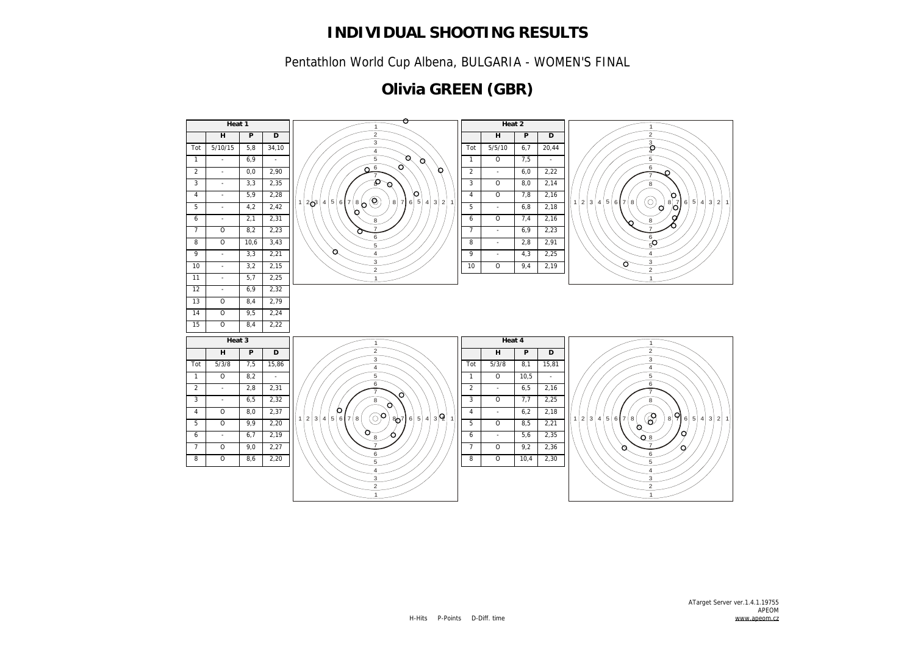# INDIVIDUAL SHOOTING RESULTS

Pentathlon World Cup Albena, BULGARIA - WOMEN'S FINAL

## Olivia GREEN (GBR)

**Heat 1**

| | H | P | D |
|---|---|---|---|
| Tot | 5/10/15 | 5,8 | 34,10 |
| 1 | - | 6,9 | - |
| 2 | - | 0,0 | 2,90 |
| 3 | - | 3,3 | 2,35 |
| 4 | - | 5,9 | 2,28 |
| 5 | - | 4,2 | 2,42 |
| 6 | - | 2,1 | 2,31 |
| 7 | O | 8,2 | 2,23 |
| 8 | O | 10,6 | 3,43 |
| 9 | - | 3,3 | 2,21 |
| 10 | - | 3,2 | 2,15 |
| 11 | - | 5,7 | 2,25 |
| 12 | - | 6,9 | 2,32 |
| 13 | O | 8,4 | 2,79 |
| 14 | O | 9,5 | 2,24 |
| 15 | O | 8,4 | 2,22 |

**Heat 2**

| | H | P | D |
|---|---|---|---|
| Tot | 5/5/10 | 6,7 | 20,44 |
| 1 | O | 7,5 | - |
| 2 | - | 6,0 | 2,22 |
| 3 | O | 8,0 | 2,14 |
| 4 | O | 7,8 | 2,16 |
| 5 | - | 6,8 | 2,18 |
| 6 | O | 7,4 | 2,16 |
| 7 | - | 6,9 | 2,23 |
| 8 | - | 2,8 | 2,91 |
| 9 | - | 4,3 | 2,25 |
| 10 | O | 9,4 | 2,19 |

**Heat 3**

| | H | P | D |
|---|---|---|---|
| Tot | 5/3/8 | 7,5 | 15,86 |
| 1 | O | 8,2 | - |
| 2 | - | 2,8 | 2,31 |
| 3 | - | 6,5 | 2,32 |
| 4 | O | 8,0 | 2,37 |
| 5 | O | 9,9 | 2,20 |
| 6 | - | 6,7 | 2,19 |
| 7 | O | 9,0 | 2,27 |
| 8 | O | 8,6 | 2,20 |

**Heat 4**

| | H | P | D |
|---|---|---|---|
| Tot | 5/3/8 | 8,1 | 15,81 |
| 1 | O | 10,5 | - |
| 2 | - | 6,5 | 2,16 |
| 3 | O | 7,7 | 2,25 |
| 4 | - | 6,2 | 2,18 |
| 5 | O | 8,5 | 2,21 |
| 6 | - | 5,6 | 2,35 |
| 7 | O | 9,2 | 2,36 |
| 8 | O | 10,4 | 2,30 |

H-Hits P-Points D-Diff. time

ATarget Server ver.1.4.1.19755
APEOM
www.apeom.cz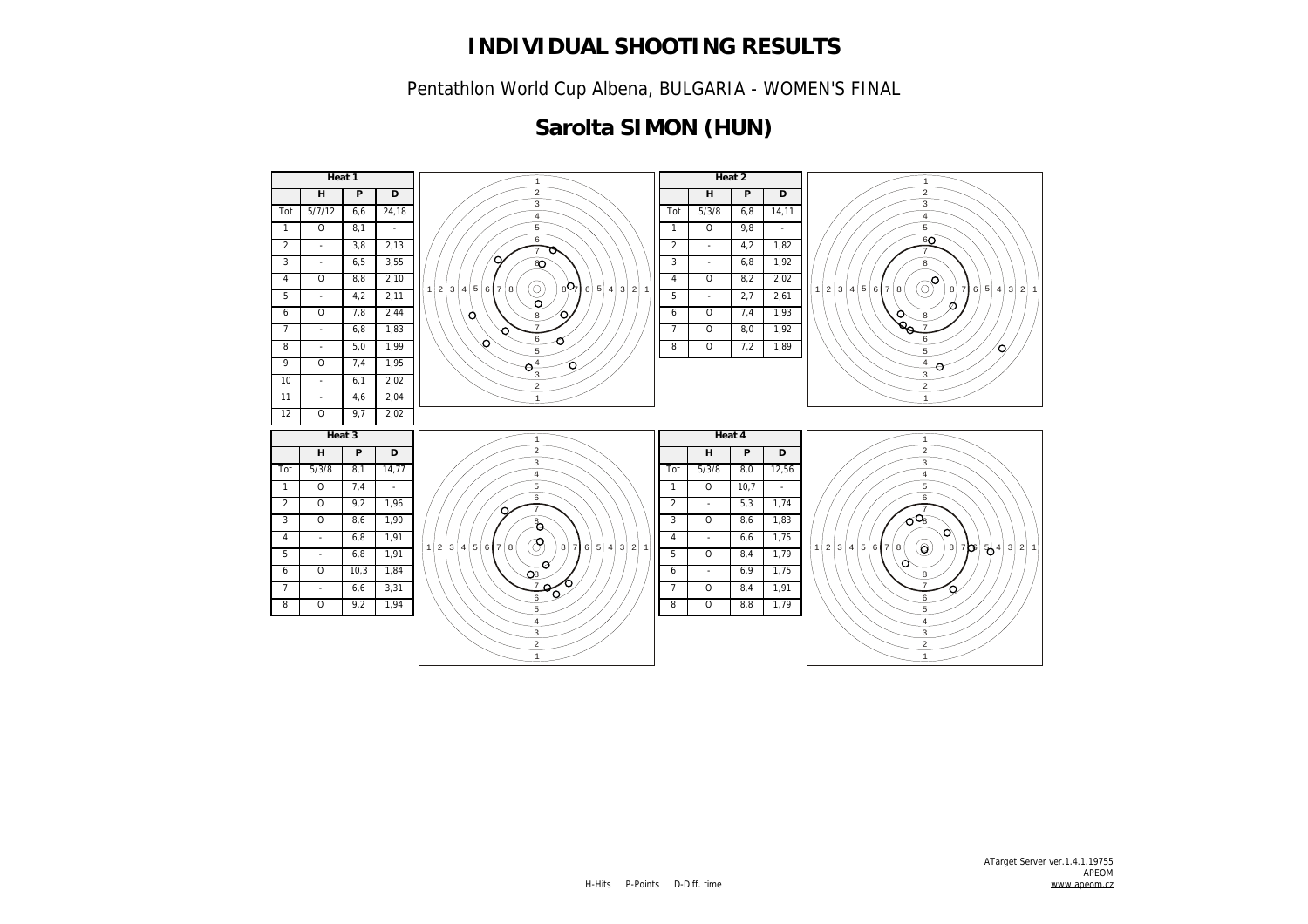# INDIVIDUAL SHOOTING RESULTS

Pentathlon World Cup Albena, BULGARIA - WOMEN'S FINAL

## Sarolta SIMON (HUN)

| Heat 1 | | | |
|---|---|---|---|
| | H | P | D |
| Tot | 5/7/12 | 6,6 | 24,18 |
| 1 | O | 8,1 | - |
| 2 | - | 3,8 | 2,13 |
| 3 | - | 6,5 | 3,55 |
| 4 | O | 8,8 | 2,10 |
| 5 | - | 4,2 | 2,11 |
| 6 | O | 7,8 | 2,44 |
| 7 | - | 6,8 | 1,83 |
| 8 | - | 5,0 | 1,99 |
| 9 | O | 7,4 | 1,95 |
| 10 | - | 6,1 | 2,02 |
| 11 | - | 4,6 | 2,04 |
| 12 | O | 9,7 | 2,02 |

| Heat 2 | | | |
|---|---|---|---|
| | H | P | D |
| Tot | 5/3/8 | 6,8 | 14,11 |
| 1 | O | 9,8 | - |
| 2 | - | 4,2 | 1,82 |
| 3 | - | 6,8 | 1,92 |
| 4 | O | 8,2 | 2,02 |
| 5 | - | 2,7 | 2,61 |
| 6 | O | 7,4 | 1,93 |
| 7 | O | 8,0 | 1,92 |
| 8 | O | 7,2 | 1,89 |

| Heat 3 | | | |
|---|---|---|---|
| | H | P | D |
| Tot | 5/3/8 | 8,1 | 14,77 |
| 1 | O | 7,4 | - |
| 2 | O | 9,2 | 1,96 |
| 3 | O | 8,6 | 1,90 |
| 4 | - | 6,8 | 1,91 |
| 5 | - | 6,8 | 1,91 |
| 6 | O | 10,3 | 1,84 |
| 7 | - | 6,6 | 3,31 |
| 8 | O | 9,2 | 1,94 |

| Heat 4 | | | |
|---|---|---|---|
| | H | P | D |
| Tot | 5/3/8 | 8,0 | 12,56 |
| 1 | O | 10,7 | - |
| 2 | - | 5,3 | 1,74 |
| 3 | O | 8,6 | 1,83 |
| 4 | - | 6,6 | 1,75 |
| 5 | O | 8,4 | 1,79 |
| 6 | - | 6,9 | 1,75 |
| 7 | O | 8,4 | 1,91 |
| 8 | O | 8,8 | 1,79 |

H-Hits P-Points D-Diff. time

ATarget Server ver.1.4.1.19755
APEOM
www.apeom.cz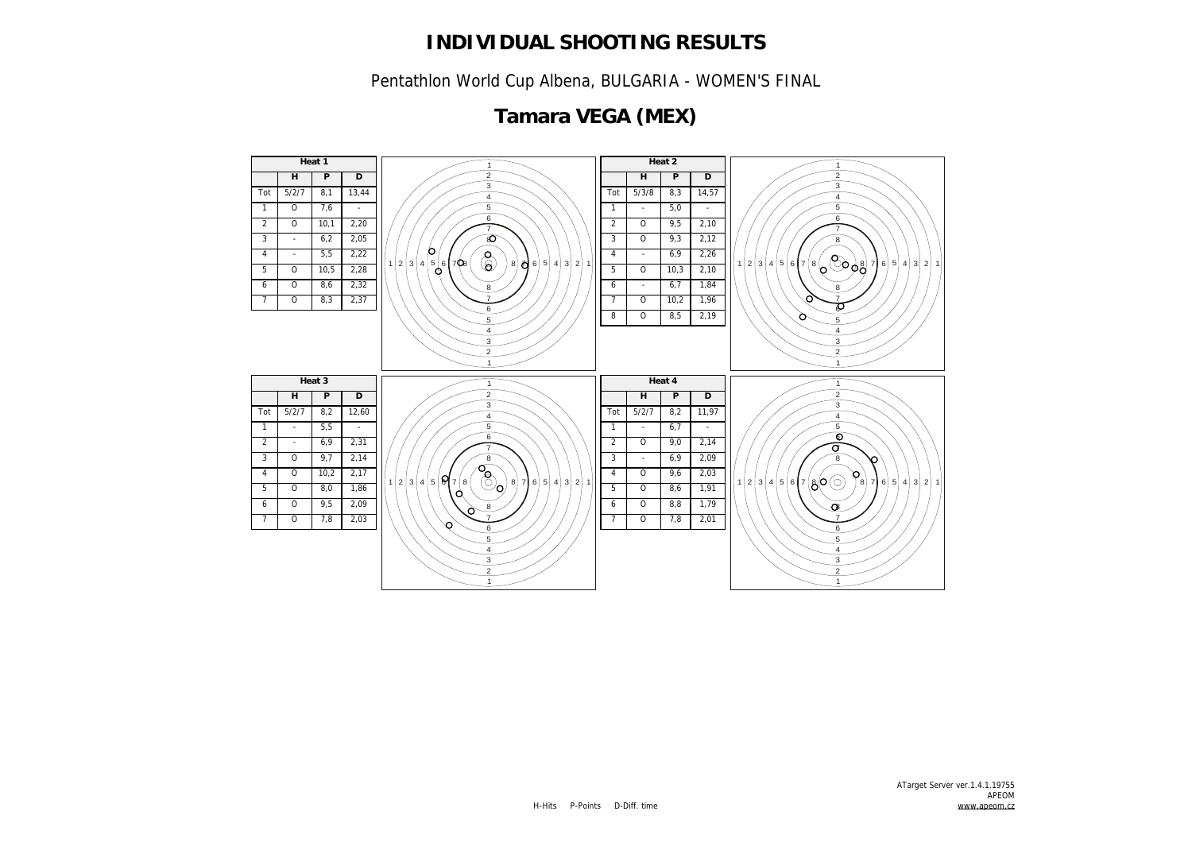# INDIVIDUAL SHOOTING RESULTS

Pentathlon World Cup Albena, BULGARIA - WOMEN'S FINAL

## Tamara VEGA (MEX)

**Heat 1**

| | H | P | D |
|---|---|---|---|
| Tot | 5/2/7 | 8,1 | 13,44 |
| 1 | O | 7,6 | - |
| 2 | O | 10,1 | 2,20 |
| 3 | - | 6,2 | 2,05 |
| 4 | - | 5,5 | 2,22 |
| 5 | O | 10,5 | 2,28 |
| 6 | O | 8,6 | 2,32 |
| 7 | O | 8,3 | 2,37 |

**Heat 2**

| | H | P | D |
|---|---|---|---|
| Tot | 5/3/8 | 8,3 | 14,57 |
| 1 | - | 5,0 | - |
| 2 | O | 9,5 | 2,10 |
| 3 | O | 9,3 | 2,12 |
| 4 | - | 6,9 | 2,26 |
| 5 | O | 10,3 | 2,10 |
| 6 | - | 6,7 | 1,84 |
| 7 | O | 10,2 | 1,96 |
| 8 | O | 8,5 | 2,19 |

**Heat 3**

| | H | P | D |
|---|---|---|---|
| Tot | 5/2/7 | 8,2 | 12,60 |
| 1 | - | 5,5 | - |
| 2 | - | 6,9 | 2,31 |
| 3 | O | 9,7 | 2,14 |
| 4 | O | 10,2 | 2,17 |
| 5 | O | 8,0 | 1,86 |
| 6 | O | 9,5 | 2,09 |
| 7 | O | 7,8 | 2,03 |

**Heat 4**

| | H | P | D |
|---|---|---|---|
| Tot | 5/2/7 | 8,2 | 11,97 |
| 1 | - | 6,7 | - |
| 2 | O | 9,0 | 2,14 |
| 3 | - | 6,9 | 2,09 |
| 4 | O | 9,6 | 2,03 |
| 5 | O | 8,6 | 1,91 |
| 6 | O | 8,8 | 1,79 |
| 7 | O | 7,8 | 2,01 |

H-Hits P-Points D-Diff. time

ATarget Server ver.1.4.1.19755
APEOM
www.apeom.cz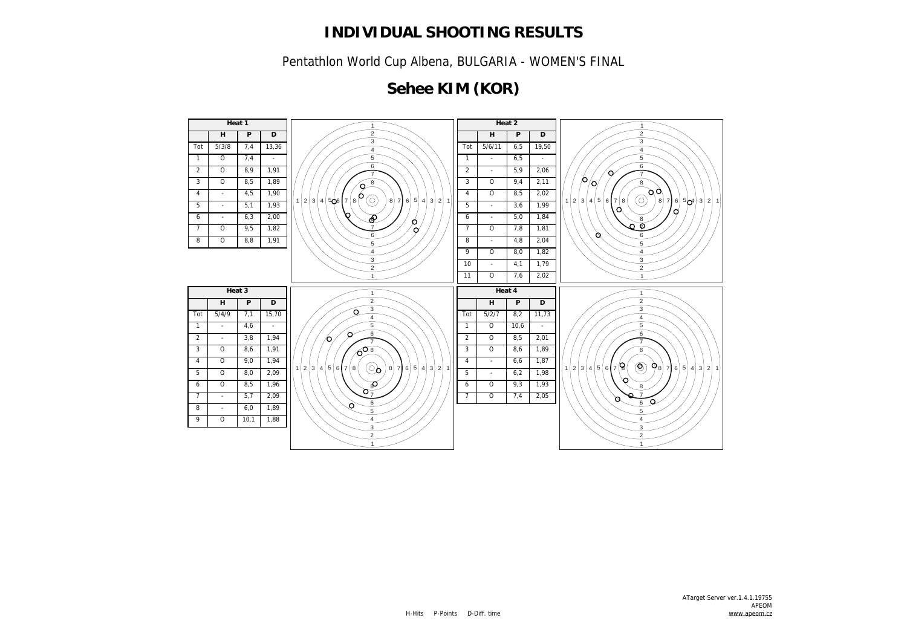# INDIVIDUAL SHOOTING RESULTS

Pentathlon World Cup Albena, BULGARIA - WOMEN'S FINAL

## Sehee KIM (KOR)

**Heat 1**

|  | H | P | D |
|---|---|---|---|
| Tot | 5/3/8 | 7,4 | 13,36 |
| 1 | O | 7,4 | - |
| 2 | O | 8,9 | 1,91 |
| 3 | O | 8,5 | 1,89 |
| 4 | - | 4,5 | 1,90 |
| 5 | - | 5,1 | 1,93 |
| 6 | - | 6,3 | 2,00 |
| 7 | O | 9,5 | 1,82 |
| 8 | O | 8,8 | 1,91 |

**Heat 2**

|  | H | P | D |
|---|---|---|---|
| Tot | 5/6/11 | 6,5 | 19,50 |
| 1 | - | 6,5 | - |
| 2 | - | 5,9 | 2,06 |
| 3 | O | 9,4 | 2,11 |
| 4 | O | 8,5 | 2,02 |
| 5 | - | 3,6 | 1,99 |
| 6 | - | 5,0 | 1,84 |
| 7 | O | 7,8 | 1,81 |
| 8 | - | 4,8 | 2,04 |
| 9 | O | 8,0 | 1,82 |
| 10 | - | 4,1 | 1,79 |
| 11 | O | 7,6 | 2,02 |

**Heat 3**

|  | H | P | D |
|---|---|---|---|
| Tot | 5/4/9 | 7,1 | 15,70 |
| 1 | - | 4,6 | - |
| 2 | - | 3,8 | 1,94 |
| 3 | O | 8,6 | 1,91 |
| 4 | O | 9,0 | 1,94 |
| 5 | O | 8,0 | 2,09 |
| 6 | O | 8,5 | 1,96 |
| 7 | - | 5,7 | 2,09 |
| 8 | - | 6,0 | 1,89 |
| 9 | O | 10,1 | 1,88 |

**Heat 4**

|  | H | P | D |
|---|---|---|---|
| Tot | 5/2/7 | 8,2 | 11,73 |
| 1 | O | 10,6 | - |
| 2 | O | 8,5 | 2,01 |
| 3 | O | 8,6 | 1,89 |
| 4 | - | 6,6 | 1,87 |
| 5 | - | 6,2 | 1,98 |
| 6 | O | 9,3 | 1,93 |
| 7 | O | 7,4 | 2,05 |

H-Hits P-Points D-Diff. time

ATarget Server ver.1.4.1.19755
APEOM
www.apeom.cz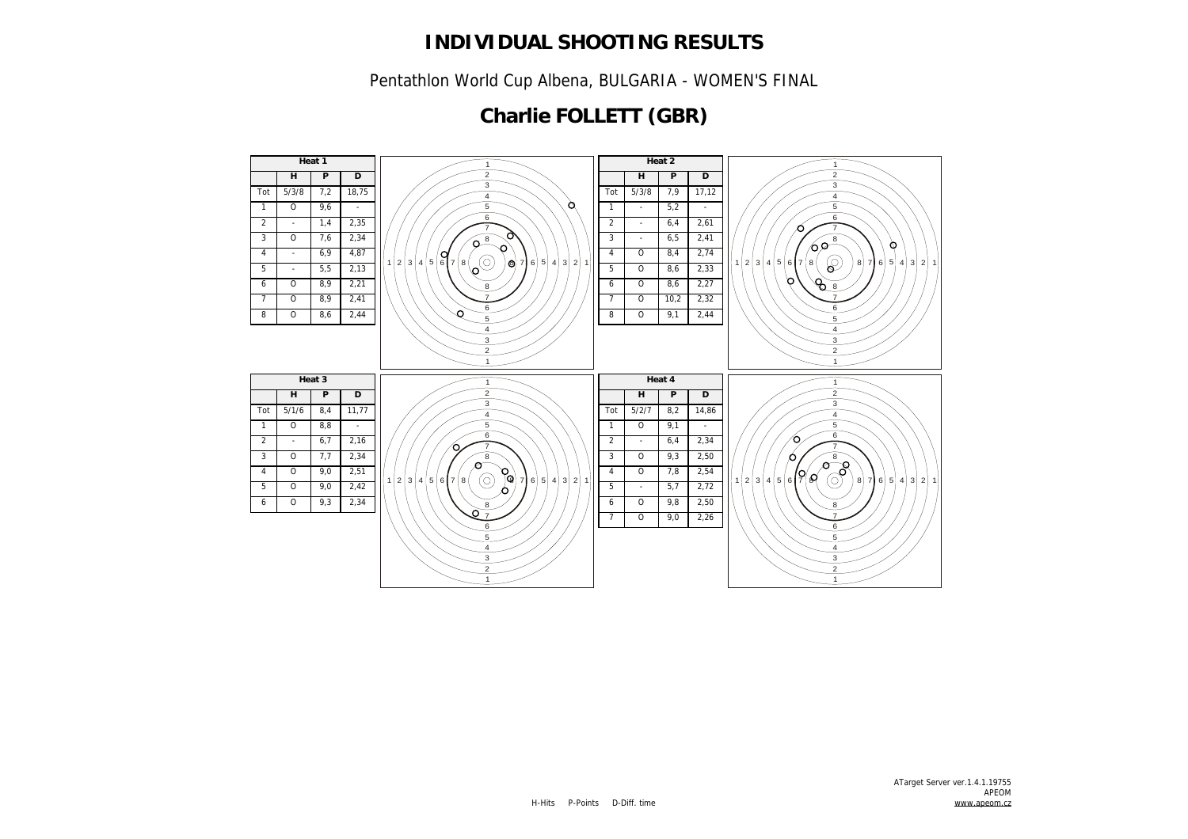# INDIVIDUAL SHOOTING RESULTS

Pentathlon World Cup Albena, BULGARIA - WOMEN'S FINAL

## Charlie FOLLETT (GBR)

**Heat 1**

| | H | P | D |
|---|---|---|---|
| Tot | 5/3/8 | 7,2 | 18,75 |
| 1 | O | 9,6 | - |
| 2 | - | 1,4 | 2,35 |
| 3 | O | 7,6 | 2,34 |
| 4 | - | 6,9 | 4,87 |
| 5 | - | 5,5 | 2,13 |
| 6 | O | 8,9 | 2,21 |
| 7 | O | 8,9 | 2,41 |
| 8 | O | 8,6 | 2,44 |

**Heat 2**

| | H | P | D |
|---|---|---|---|
| Tot | 5/3/8 | 7,9 | 17,12 |
| 1 | - | 5,2 | - |
| 2 | - | 6,4 | 2,61 |
| 3 | - | 6,5 | 2,41 |
| 4 | O | 8,4 | 2,74 |
| 5 | O | 8,6 | 2,33 |
| 6 | O | 8,6 | 2,27 |
| 7 | O | 10,2 | 2,32 |
| 8 | O | 9,1 | 2,44 |

**Heat 3**

| | H | P | D |
|---|---|---|---|
| Tot | 5/1/6 | 8,4 | 11,77 |
| 1 | O | 8,8 | - |
| 2 | - | 6,7 | 2,16 |
| 3 | O | 7,7 | 2,34 |
| 4 | O | 9,0 | 2,51 |
| 5 | O | 9,0 | 2,42 |
| 6 | O | 9,3 | 2,34 |

**Heat 4**

| | H | P | D |
|---|---|---|---|
| Tot | 5/2/7 | 8,2 | 14,86 |
| 1 | O | 9,1 | - |
| 2 | - | 6,4 | 2,34 |
| 3 | O | 9,3 | 2,50 |
| 4 | O | 7,8 | 2,54 |
| 5 | - | 5,7 | 2,72 |
| 6 | O | 9,8 | 2,50 |
| 7 | O | 9,0 | 2,26 |

H-Hits P-Points D-Diff. time

ATarget Server ver.1.4.1.19755
APEOM
www.apeom.cz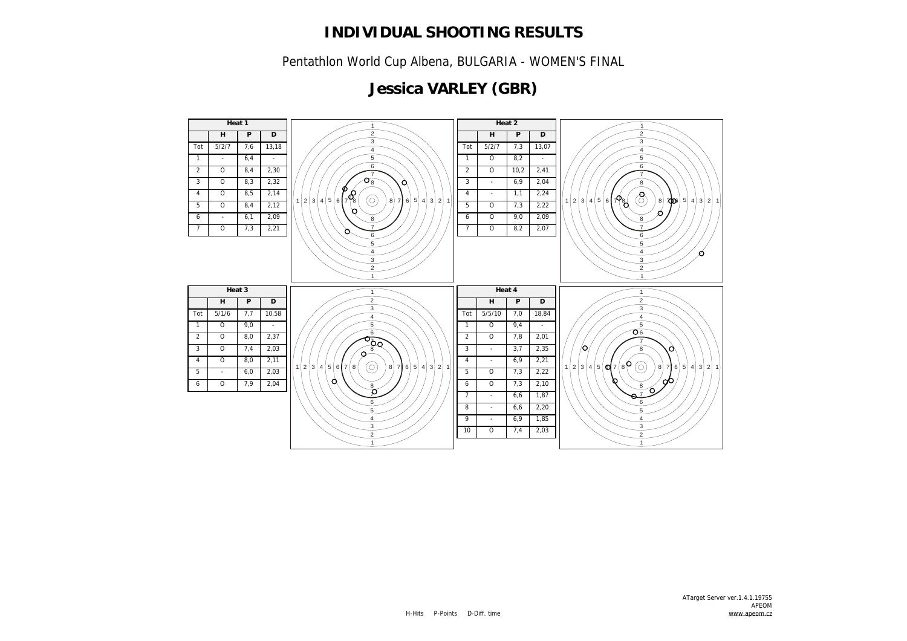# INDIVIDUAL SHOOTING RESULTS

Pentathlon World Cup Albena, BULGARIA - WOMEN'S FINAL

## Jessica VARLEY (GBR)

**Heat 1**

| | H | P | D |
|---|---|---|---|
| Tot | 5/2/7 | 7,6 | 13,18 |
| 1 | - | 6,4 | - |
| 2 | O | 8,4 | 2,30 |
| 3 | O | 8,3 | 2,32 |
| 4 | O | 8,5 | 2,14 |
| 5 | O | 8,4 | 2,12 |
| 6 | - | 6,1 | 2,09 |
| 7 | O | 7,3 | 2,21 |

**Heat 2**

| | H | P | D |
|---|---|---|---|
| Tot | 5/2/7 | 7,3 | 13,07 |
| 1 | O | 8,2 | - |
| 2 | O | 10,2 | 2,41 |
| 3 | - | 6,9 | 2,04 |
| 4 | - | 1,1 | 2,24 |
| 5 | O | 7,3 | 2,22 |
| 6 | O | 9,0 | 2,09 |
| 7 | O | 8,2 | 2,07 |

**Heat 3**

| | H | P | D |
|---|---|---|---|
| Tot | 5/1/6 | 7,7 | 10,58 |
| 1 | O | 9,0 | - |
| 2 | O | 8,0 | 2,37 |
| 3 | O | 7,4 | 2,03 |
| 4 | O | 8,0 | 2,11 |
| 5 | - | 6,0 | 2,03 |
| 6 | O | 7,9 | 2,04 |

**Heat 4**

| | H | P | D |
|---|---|---|---|
| Tot | 5/5/10 | 7,0 | 18,84 |
| 1 | O | 9,4 | - |
| 2 | O | 7,8 | 2,01 |
| 3 | - | 3,7 | 2,35 |
| 4 | - | 6,9 | 2,21 |
| 5 | O | 7,3 | 2,22 |
| 6 | O | 7,3 | 2,10 |
| 7 | - | 6,6 | 1,87 |
| 8 | - | 6,6 | 2,20 |
| 9 | - | 6,9 | 1,85 |
| 10 | O | 7,4 | 2,03 |

H-Hits P-Points D-Diff. time

ATarget Server ver.1.4.1.19755
APEOM
www.apeom.cz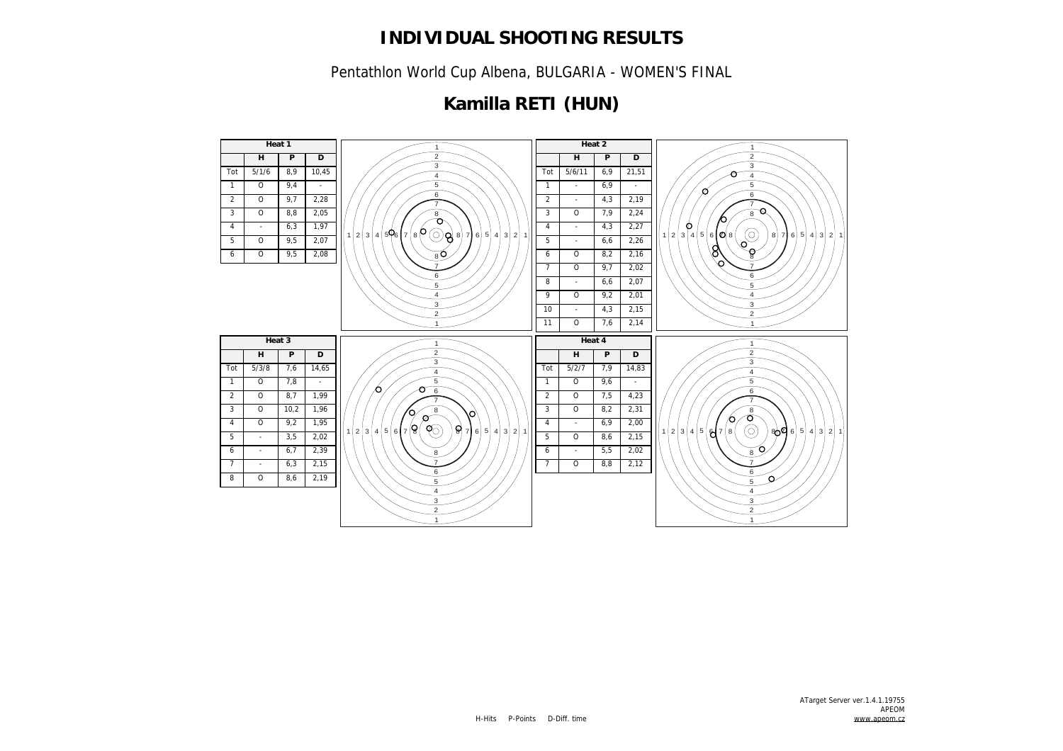# INDIVIDUAL SHOOTING RESULTS

Pentathlon World Cup Albena, BULGARIA - WOMEN'S FINAL

## Kamilla RETI (HUN)

**Heat 1**

| | H | P | D |
|---|---|---|---|
| Tot | 5/1/6 | 8,9 | 10,45 |
| 1 | O | 9,4 | - |
| 2 | O | 9,7 | 2,28 |
| 3 | O | 8,8 | 2,05 |
| 4 | - | 6,3 | 1,97 |
| 5 | O | 9,5 | 2,07 |
| 6 | O | 9,5 | 2,08 |

**Heat 2**

| | H | P | D |
|---|---|---|---|
| Tot | 5/6/11 | 6,9 | 21,51 |
| 1 | - | 6,9 | - |
| 2 | - | 4,3 | 2,19 |
| 3 | O | 7,9 | 2,24 |
| 4 | - | 4,3 | 2,27 |
| 5 | - | 6,6 | 2,26 |
| 6 | O | 8,2 | 2,16 |
| 7 | O | 9,7 | 2,02 |
| 8 | - | 6,6 | 2,07 |
| 9 | O | 9,2 | 2,01 |
| 10 | - | 4,3 | 2,15 |
| 11 | O | 7,6 | 2,14 |

**Heat 3**

| | H | P | D |
|---|---|---|---|
| Tot | 5/3/8 | 7,6 | 14,65 |
| 1 | O | 7,8 | - |
| 2 | O | 8,7 | 1,99 |
| 3 | O | 10,2 | 1,96 |
| 4 | O | 9,2 | 1,95 |
| 5 | - | 3,5 | 2,02 |
| 6 | - | 6,7 | 2,39 |
| 7 | - | 6,3 | 2,15 |
| 8 | O | 8,6 | 2,19 |

**Heat 4**

| | H | P | D |
|---|---|---|---|
| Tot | 5/2/7 | 7,9 | 14,83 |
| 1 | O | 9,6 | - |
| 2 | O | 7,5 | 4,23 |
| 3 | O | 8,2 | 2,31 |
| 4 | - | 6,9 | 2,00 |
| 5 | O | 8,6 | 2,15 |
| 6 | - | 5,5 | 2,02 |
| 7 | O | 8,8 | 2,12 |

H-Hits P-Points D-Diff. time

ATarget Server ver.1.4.1.19755
APEOM
www.apeom.cz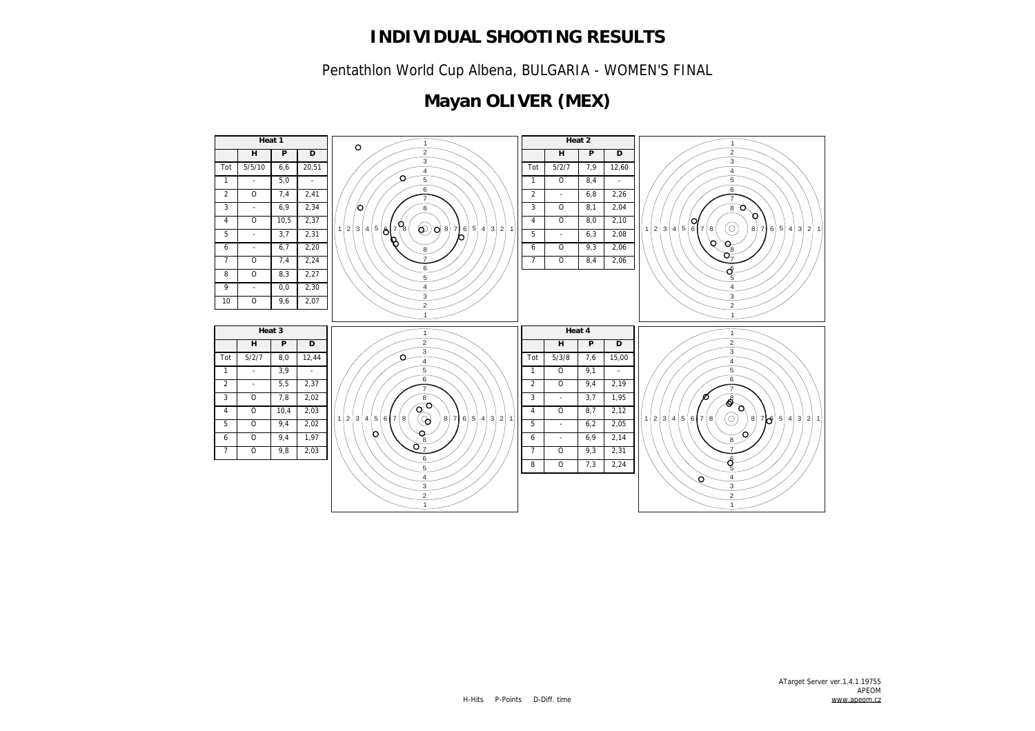# INDIVIDUAL SHOOTING RESULTS

Pentathlon World Cup Albena, BULGARIA - WOMEN'S FINAL

## Mayan OLIVER (MEX)

**Heat 1**

| | H | P | D |
|---|---|---|---|
| Tot | 5/5/10 | 6,6 | 20,51 |
| 1 | - | 5,0 | - |
| 2 | O | 7,4 | 2,41 |
| 3 | - | 6,9 | 2,34 |
| 4 | O | 10,5 | 2,37 |
| 5 | - | 3,7 | 2,31 |
| 6 | - | 6,7 | 2,20 |
| 7 | O | 7,4 | 2,24 |
| 8 | O | 8,3 | 2,27 |
| 9 | - | 0,0 | 2,30 |
| 10 | O | 9,6 | 2,07 |

**Heat 2**

| | H | P | D |
|---|---|---|---|
| Tot | 5/2/7 | 7,9 | 12,60 |
| 1 | O | 8,4 | - |
| 2 | - | 6,8 | 2,26 |
| 3 | O | 8,1 | 2,04 |
| 4 | O | 8,0 | 2,10 |
| 5 | - | 6,3 | 2,08 |
| 6 | O | 9,3 | 2,06 |
| 7 | O | 8,4 | 2,06 |

**Heat 3**

| | H | P | D |
|---|---|---|---|
| Tot | 5/2/7 | 8,0 | 12,44 |
| 1 | - | 3,9 | - |
| 2 | - | 5,5 | 2,37 |
| 3 | O | 7,8 | 2,02 |
| 4 | O | 10,4 | 2,03 |
| 5 | O | 9,4 | 2,02 |
| 6 | O | 9,4 | 1,97 |
| 7 | O | 9,8 | 2,03 |

**Heat 4**

| | H | P | D |
|---|---|---|---|
| Tot | 5/3/8 | 7,6 | 15,00 |
| 1 | O | 9,1 | - |
| 2 | O | 9,4 | 2,19 |
| 3 | - | 3,7 | 1,95 |
| 4 | O | 8,7 | 2,12 |
| 5 | - | 6,2 | 2,05 |
| 6 | - | 6,9 | 2,14 |
| 7 | O | 9,3 | 2,31 |
| 8 | O | 7,3 | 2,24 |

H-Hits P-Points D-Diff. time

ATarget Server ver.1.4.1.19755
APEOM
www.apeom.cz